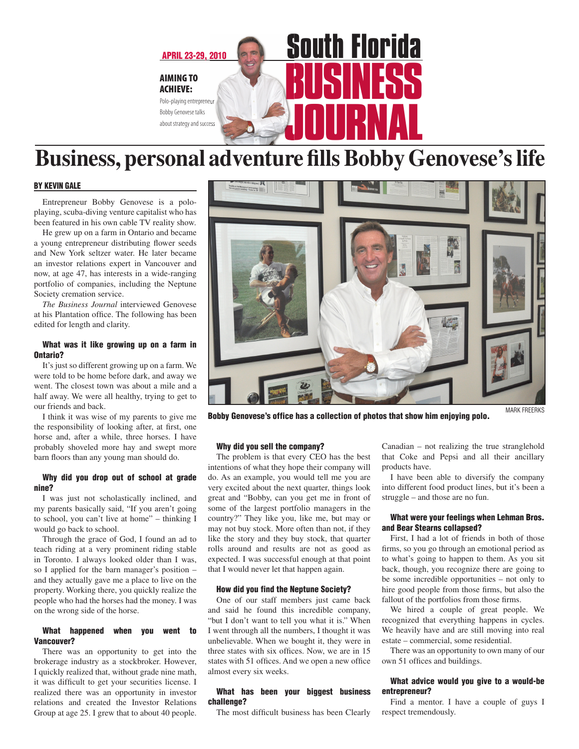APRIL 23-29, 2010

**AIMING TO ACHIEVE:** Polo-playing entrepreneur Bobby Genovese talks about strategy and success

South Florida BUSINESS JOURNAL

# Business, personal adventure fills Bobby Genovese's life

**BY KEVIN GALE**

Entrepreneur Bobby Genovese is a polo-playing, scuba-diving venture capitalist who has been featured in his own cable TV reality show.

He grew up on a farm in Ontario and became a young entrepreneur distributing flower seeds and New York seltzer water. He later became an investor relations expert in Vancouver and now, at age 47, has interests in a wide-ranging portfolio of companies, including the Neptune Society cremation service.

*The Business Journal* interviewed Genovese at his Plantation office. The following has been edited for length and clarity.

### What was it like growing up on a farm in Ontario?

It's just so different growing up on a farm. We were told to be home before dark, and away we went. The closest town was about a mile and a half away. We were all healthy, trying to get to our friends and back.

I think it was wise of my parents to give me the responsibility of looking after, at first, one horse and, after a while, three horses. I have probably shoveled more hay and swept more barn floors than any young man should do.

### Why did you drop out of school at grade nine?

I was just not scholastically inclined, and my parents basically said, "If you aren't going to school, you can't live at home" – thinking I would go back to school.

Through the grace of God, I found an ad to teach riding at a very prominent riding stable in Toronto. I always looked older than I was, so I applied for the barn manager's position – and they actually gave me a place to live on the property. Working there, you quickly realize the people who had the horses had the money. I was on the wrong side of the horse.

### What happened when you went to Vancouver?

There was an opportunity to get into the brokerage industry as a stockbroker. However, I quickly realized that, without grade nine math, it was difficult to get your securities license. I realized there was an opportunity in investor relations and created the Investor Relations Group at age 25. I grew that to about 40 people.

**Bobby Genovese's office has a collection of photos that show him enjoying polo.** MARK FREERKS

### Why did you sell the company?

The problem is that every CEO has the best intentions of what they hope their company will do. As an example, you would tell me you are very excited about the next quarter, things look great and "Bobby, can you get me in front of some of the largest portfolio managers in the country?" They like you, like me, but may or may not buy stock. More often than not, if they like the story and they buy stock, that quarter rolls around and results are not as good as expected. I was successful enough at that point that I would never let that happen again.

### How did you find the Neptune Society?

One of our staff members just came back and said he found this incredible company, "but I don't want to tell you what it is." When I went through all the numbers, I thought it was unbelievable. When we bought it, they were in three states with six offices. Now, we are in 15 states with 51 offices. And we open a new office almost every six weeks.

### What has been your biggest business challenge?

The most difficult business has been Clearly Canadian – not realizing the true stranglehold that Coke and Pepsi and all their ancillary products have.

I have been able to diversify the company into different food product lines, but it's been a struggle – and those are no fun.

### What were your feelings when Lehman Bros. and Bear Stearns collapsed?

First, I had a lot of friends in both of those firms, so you go through an emotional period as to what's going to happen to them. As you sit back, though, you recognize there are going to be some incredible opportunities – not only to hire good people from those firms, but also the fallout of the portfolios from those firms.

We hired a couple of great people. We recognized that everything happens in cycles. We heavily have and are still moving into real estate – commercial, some residential.

There was an opportunity to own many of our own 51 offices and buildings.

### What advice would you give to a would-be entrepreneur?

Find a mentor. I have a couple of guys I respect tremendously.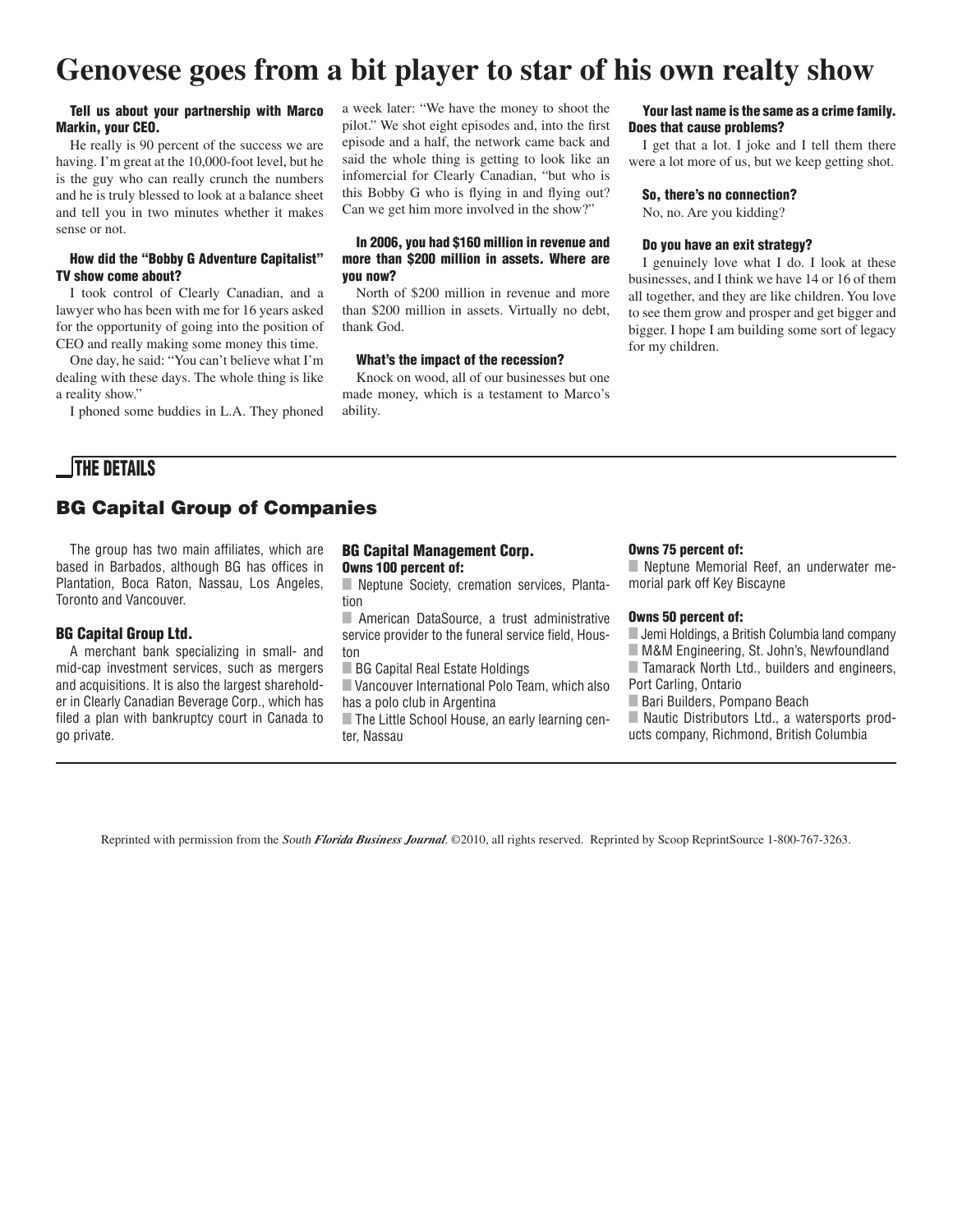# Genovese goes from a bit player to star of his own realty show

**Tell us about your partnership with Marco Markin, your CEO.**

He really is 90 percent of the success we are having. I'm great at the 10,000-foot level, but he is the guy who can really crunch the numbers and he is truly blessed to look at a balance sheet and tell you in two minutes whether it makes sense or not.

**How did the "Bobby G Adventure Capitalist" TV show come about?**

I took control of Clearly Canadian, and a lawyer who has been with me for 16 years asked for the opportunity of going into the position of CEO and really making some money this time.

One day, he said: "You can't believe what I'm dealing with these days. The whole thing is like a reality show."

I phoned some buddies in L.A. They phoned a week later: "We have the money to shoot the pilot." We shot eight episodes and, into the first episode and a half, the network came back and said the whole thing is getting to look like an infomercial for Clearly Canadian, "but who is this Bobby G who is flying in and flying out? Can we get him more involved in the show?"

**In 2006, you had $160 million in revenue and more than $200 million in assets. Where are you now?**

North of $200 million in revenue and more than $200 million in assets. Virtually no debt, thank God.

**What's the impact of the recession?**

Knock on wood, all of our businesses but one made money, which is a testament to Marco's ability.

**Your last name is the same as a crime family. Does that cause problems?**

I get that a lot. I joke and I tell them there were a lot more of us, but we keep getting shot.

**So, there's no connection?**

No, no. Are you kidding?

**Do you have an exit strategy?**

I genuinely love what I do. I look at these businesses, and I think we have 14 or 16 of them all together, and they are like children. You love to see them grow and prosper and get bigger and bigger. I hope I am building some sort of legacy for my children.

## THE DETAILS

### BG Capital Group of Companies

The group has two main affiliates, which are based in Barbados, although BG has offices in Plantation, Boca Raton, Nassau, Los Angeles, Toronto and Vancouver.

**BG Capital Group Ltd.**

A merchant bank specializing in small- and mid-cap investment services, such as mergers and acquisitions. It is also the largest shareholder in Clearly Canadian Beverage Corp., which has filed a plan with bankruptcy court in Canada to go private.

**BG Capital Management Corp.**

**Owns 100 percent of:**

- Neptune Society, cremation services, Plantation
- American DataSource, a trust administrative service provider to the funeral service field, Houston
- BG Capital Real Estate Holdings
- Vancouver International Polo Team, which also has a polo club in Argentina
- The Little School House, an early learning center, Nassau

**Owns 75 percent of:**

- Neptune Memorial Reef, an underwater memorial park off Key Biscayne

**Owns 50 percent of:**

- Jemi Holdings, a British Columbia land company
- M&M Engineering, St. John's, Newfoundland
- Tamarack North Ltd., builders and engineers, Port Carling, Ontario
- Bari Builders, Pompano Beach
- Nautic Distributors Ltd., a watersports products company, Richmond, British Columbia

Reprinted with permission from the *South Florida Business Journal*. ©2010, all rights reserved. Reprinted by Scoop ReprintSource 1-800-767-3263.